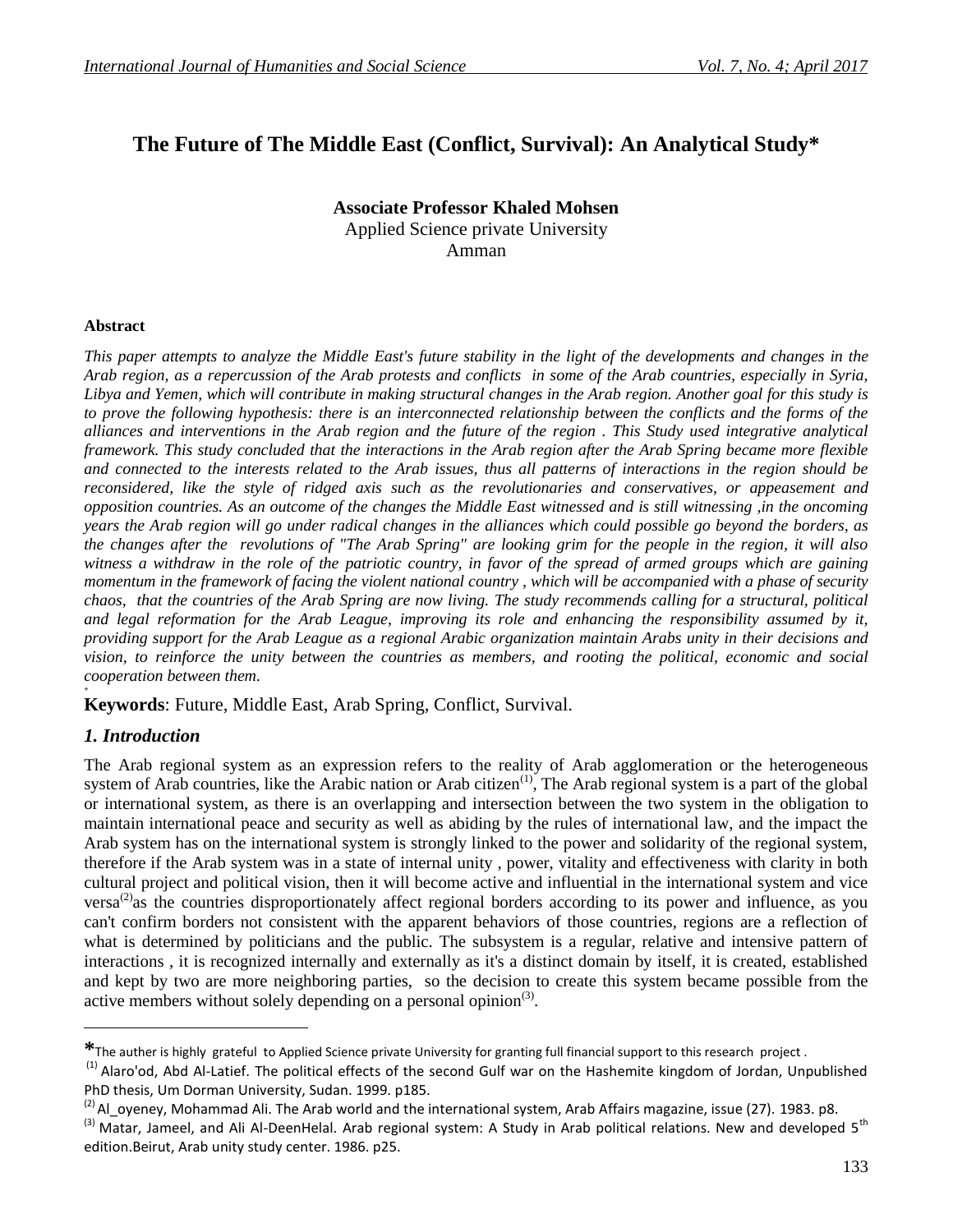# The Future of The Middle East (Conflict, Survival): An Analytical Study*

**Associate Professor Khaled Mohsen**
Applied Science private University
Amman

**Abstract**

*This paper attempts to analyze the Middle East's future stability in the light of the developments and changes in the Arab region, as a repercussion of the Arab protests and conflicts in some of the Arab countries, especially in Syria, Libya and Yemen, which will contribute in making structural changes in the Arab region. Another goal for this study is to prove the following hypothesis: there is an interconnected relationship between the conflicts and the forms of the alliances and interventions in the Arab region and the future of the region . This Study used integrative analytical framework. This study concluded that the interactions in the Arab region after the Arab Spring became more flexible and connected to the interests related to the Arab issues, thus all patterns of interactions in the region should be reconsidered, like the style of ridged axis such as the revolutionaries and conservatives, or appeasement and opposition countries. As an outcome of the changes the Middle East witnessed and is still witnessing ,in the oncoming years the Arab region will go under radical changes in the alliances which could possible go beyond the borders, as the changes after the revolutions of "The Arab Spring" are looking grim for the people in the region, it will also witness a withdraw in the role of the patriotic country, in favor of the spread of armed groups which are gaining momentum in the framework of facing the violent national country , which will be accompanied with a phase of security chaos, that the countries of the Arab Spring are now living. The study recommends calling for a structural, political and legal reformation for the Arab League, improving its role and enhancing the responsibility assumed by it, providing support for the Arab League as a regional Arabic organization maintain Arabs unity in their decisions and vision, to reinforce the unity between the countries as members, and rooting the political, economic and social cooperation between them.*

**Keywords**: Future, Middle East, Arab Spring, Conflict, Survival.

## 1. Introduction

The Arab regional system as an expression refers to the reality of Arab agglomeration or the heterogeneous system of Arab countries, like the Arabic nation or Arab citizen[(1)], The Arab regional system is a part of the global or international system, as there is an overlapping and intersection between the two system in the obligation to maintain international peace and security as well as abiding by the rules of international law, and the impact the Arab system has on the international system is strongly linked to the power and solidarity of the regional system, therefore if the Arab system was in a state of internal unity , power, vitality and effectiveness with clarity in both cultural project and political vision, then it will become active and influential in the international system and vice versa[(2)]as the countries disproportionately affect regional borders according to its power and influence, as you can't confirm borders not consistent with the apparent behaviors of those countries, regions are a reflection of what is determined by politicians and the public. The subsystem is a regular, relative and intensive pattern of interactions , it is recognized internally and externally as it's a distinct domain by itself, it is created, established and kept by two are more neighboring parties, so the decision to create this system became possible from the active members without solely depending on a personal opinion[(3)].

---

*The auther is highly grateful to Applied Science private University for granting full financial support to this research project .

(1) Alaro'od, Abd Al-Latief. The political effects of the second Gulf war on the Hashemite kingdom of Jordan, Unpublished PhD thesis, Um Dorman University, Sudan. 1999. p185.

(2) Al_oyeney, Mohammad Ali. The Arab world and the international system, Arab Affairs magazine, issue (27). 1983. p8.

(3) Matar, Jameel, and Ali Al-DeenHelal. Arab regional system: A Study in Arab political relations. New and developed 5th edition.Beirut, Arab unity study center. 1986. p25.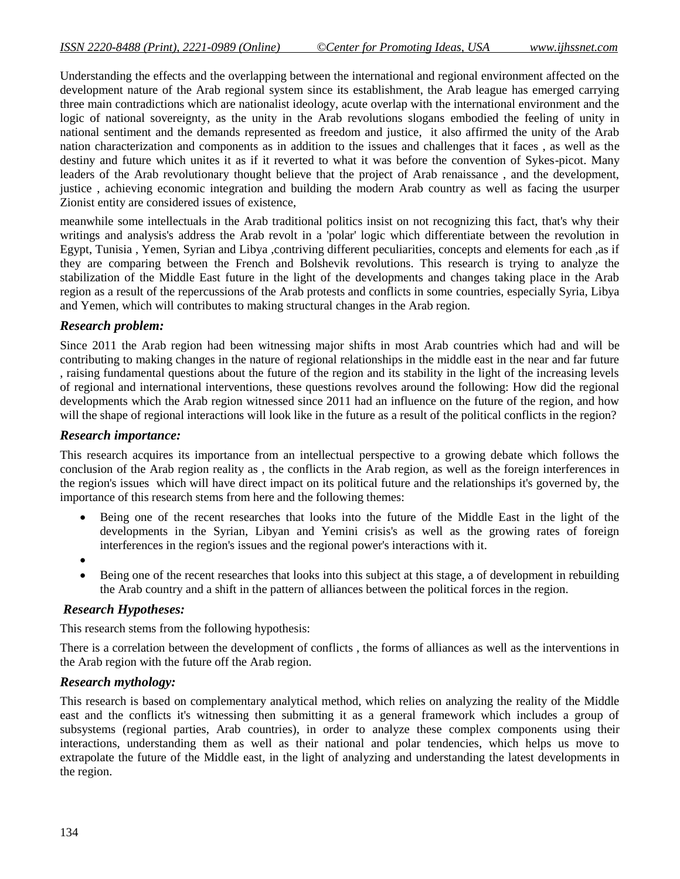Understanding the effects and the overlapping between the international and regional environment affected on the development nature of the Arab regional system since its establishment, the Arab league has emerged carrying three main contradictions which are nationalist ideology, acute overlap with the international environment and the logic of national sovereignty, as the unity in the Arab revolutions slogans embodied the feeling of unity in national sentiment and the demands represented as freedom and justice, it also affirmed the unity of the Arab nation characterization and components as in addition to the issues and challenges that it faces , as well as the destiny and future which unites it as if it reverted to what it was before the convention of Sykes-picot. Many leaders of the Arab revolutionary thought believe that the project of Arab renaissance , and the development, justice , achieving economic integration and building the modern Arab country as well as facing the usurper Zionist entity are considered issues of existence,

meanwhile some intellectuals in the Arab traditional politics insist on not recognizing this fact, that's why their writings and analysis's address the Arab revolt in a 'polar' logic which differentiate between the revolution in Egypt, Tunisia , Yemen, Syrian and Libya ,contriving different peculiarities, concepts and elements for each ,as if they are comparing between the French and Bolshevik revolutions. This research is trying to analyze the stabilization of the Middle East future in the light of the developments and changes taking place in the Arab region as a result of the repercussions of the Arab protests and conflicts in some countries, especially Syria, Libya and Yemen, which will contributes to making structural changes in the Arab region.

### *Research problem:*

Since 2011 the Arab region had been witnessing major shifts in most Arab countries which had and will be contributing to making changes in the nature of regional relationships in the middle east in the near and far future , raising fundamental questions about the future of the region and its stability in the light of the increasing levels of regional and international interventions, these questions revolves around the following: How did the regional developments which the Arab region witnessed since 2011 had an influence on the future of the region, and how will the shape of regional interactions will look like in the future as a result of the political conflicts in the region?

### *Research importance:*

This research acquires its importance from an intellectual perspective to a growing debate which follows the conclusion of the Arab region reality as , the conflicts in the Arab region, as well as the foreign interferences in the region's issues which will have direct impact on its political future and the relationships it's governed by, the importance of this research stems from here and the following themes:

- Being one of the recent researches that looks into the future of the Middle East in the light of the developments in the Syrian, Libyan and Yemini crisis's as well as the growing rates of foreign interferences in the region's issues and the regional power's interactions with it.
- 
- Being one of the recent researches that looks into this subject at this stage, a of development in rebuilding the Arab country and a shift in the pattern of alliances between the political forces in the region.

### *Research Hypotheses:*

This research stems from the following hypothesis:

There is a correlation between the development of conflicts , the forms of alliances as well as the interventions in the Arab region with the future off the Arab region.

### *Research mythology:*

This research is based on complementary analytical method, which relies on analyzing the reality of the Middle east and the conflicts it's witnessing then submitting it as a general framework which includes a group of subsystems (regional parties, Arab countries), in order to analyze these complex components using their interactions, understanding them as well as their national and polar tendencies, which helps us move to extrapolate the future of the Middle east, in the light of analyzing and understanding the latest developments in the region.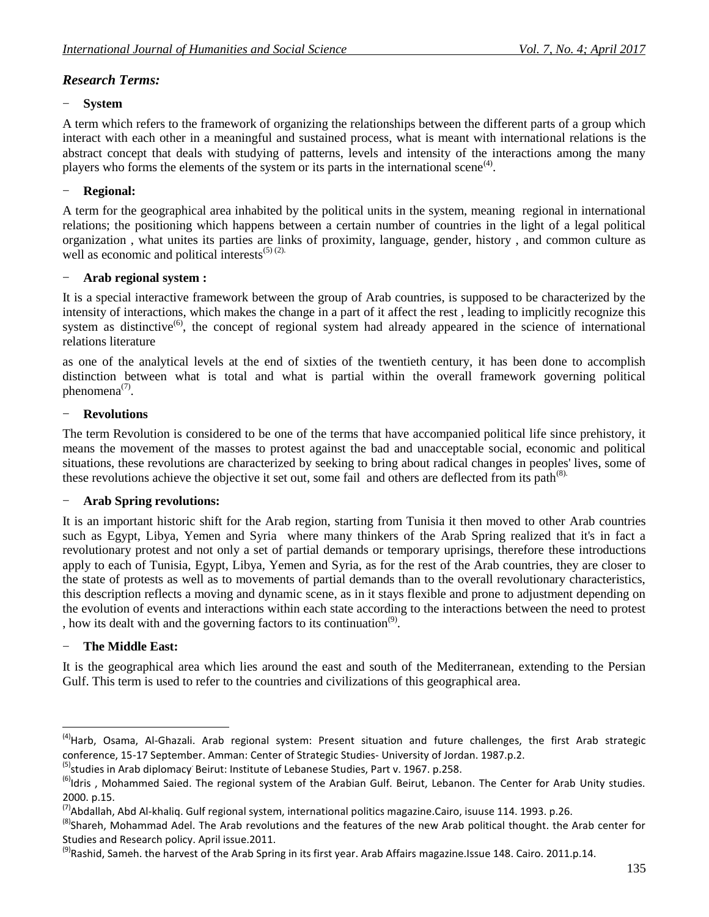### *Research Terms:*

- **System**

A term which refers to the framework of organizing the relationships between the different parts of a group which interact with each other in a meaningful and sustained process, what is meant with international relations is the abstract concept that deals with studying of patterns, levels and intensity of the interactions among the many players who forms the elements of the system or its parts in the international scene[(4)].

- **Regional:**

A term for the geographical area inhabited by the political units in the system, meaning regional in international relations; the positioning which happens between a certain number of countries in the light of a legal political organization , what unites its parties are links of proximity, language, gender, history , and common culture as well as economic and political interests[(5) (2).]

- **Arab regional system :**

It is a special interactive framework between the group of Arab countries, is supposed to be characterized by the intensity of interactions, which makes the change in a part of it affect the rest , leading to implicitly recognize this system as distinctive[(6)], the concept of regional system had already appeared in the science of international relations literature

as one of the analytical levels at the end of sixties of the twentieth century, it has been done to accomplish distinction between what is total and what is partial within the overall framework governing political phenomena[(7)].

- **Revolutions**

The term Revolution is considered to be one of the terms that have accompanied political life since prehistory, it means the movement of the masses to protest against the bad and unacceptable social, economic and political situations, these revolutions are characterized by seeking to bring about radical changes in peoples' lives, some of these revolutions achieve the objective it set out, some fail and others are deflected from its path[(8).]

- **Arab Spring revolutions:**

It is an important historic shift for the Arab region, starting from Tunisia it then moved to other Arab countries such as Egypt, Libya, Yemen and Syria where many thinkers of the Arab Spring realized that it's in fact a revolutionary protest and not only a set of partial demands or temporary uprisings, therefore these introductions apply to each of Tunisia, Egypt, Libya, Yemen and Syria, as for the rest of the Arab countries, they are closer to the state of protests as well as to movements of partial demands than to the overall revolutionary characteristics, this description reflects a moving and dynamic scene, as in it stays flexible and prone to adjustment depending on the evolution of events and interactions within each state according to the interactions between the need to protest , how its dealt with and the governing factors to its continuation[(9)].

- **The Middle East:**

It is the geographical area which lies around the east and south of the Mediterranean, extending to the Persian Gulf. This term is used to refer to the countries and civilizations of this geographical area.

---

[(4)]Harb, Osama, Al-Ghazali. Arab regional system: Present situation and future challenges, the first Arab strategic conference, 15-17 September. Amman: Center of Strategic Studies- University of Jordan. 1987.p.2.

[(5)]studies in Arab diplomacy. Beirut: Institute of Lebanese Studies, Part v. 1967. p.258.

[(6)]Idris , Mohammed Saied. The regional system of the Arabian Gulf. Beirut, Lebanon. The Center for Arab Unity studies. 2000. p.15.

[(7)]Abdallah, Abd Al-khaliq. Gulf regional system, international politics magazine.Cairo, isuuse 114. 1993. p.26.

[(8)]Shareh, Mohammad Adel. The Arab revolutions and the features of the new Arab political thought. the Arab center for Studies and Research policy. April issue.2011.

[(9)]Rashid, Sameh. the harvest of the Arab Spring in its first year. Arab Affairs magazine.Issue 148. Cairo. 2011.p.14.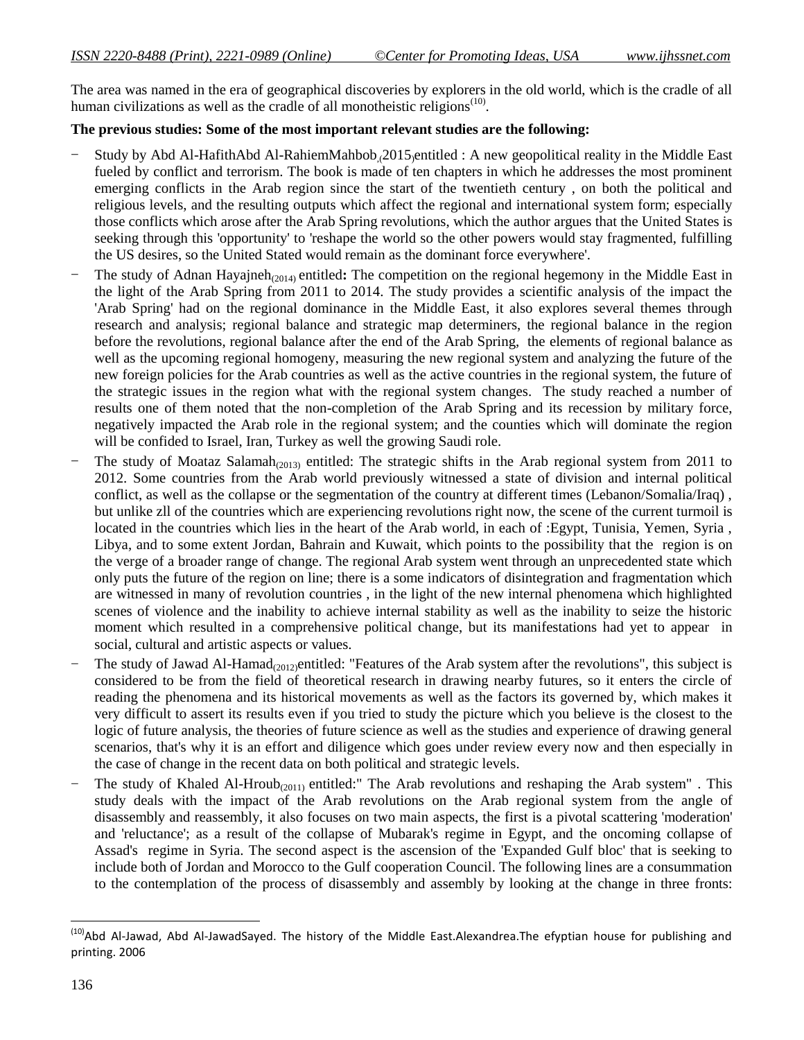The area was named in the era of geographical discoveries by explorers in the old world, which is the cradle of all human civilizations as well as the cradle of all monotheistic religions[10].

**The previous studies: Some of the most important relevant studies are the following:**

- Study by Abd Al-HafithAbd Al-RahiemMahbob,(2015)entitled : A new geopolitical reality in the Middle East fueled by conflict and terrorism. The book is made of ten chapters in which he addresses the most prominent emerging conflicts in the Arab region since the start of the twentieth century , on both the political and religious levels, and the resulting outputs which affect the regional and international system form; especially those conflicts which arose after the Arab Spring revolutions, which the author argues that the United States is seeking through this 'opportunity' to 'reshape the world so the other powers would stay fragmented, fulfilling the US desires, so the United Stated would remain as the dominant force everywhere'.
- The study of Adnan Hayajneh(2014) entitled**:** The competition on the regional hegemony in the Middle East in the light of the Arab Spring from 2011 to 2014. The study provides a scientific analysis of the impact the 'Arab Spring' had on the regional dominance in the Middle East, it also explores several themes through research and analysis; regional balance and strategic map determiners, the regional balance in the region before the revolutions, regional balance after the end of the Arab Spring, the elements of regional balance as well as the upcoming regional homogeny, measuring the new regional system and analyzing the future of the new foreign policies for the Arab countries as well as the active countries in the regional system, the future of the strategic issues in the region what with the regional system changes. The study reached a number of results one of them noted that the non-completion of the Arab Spring and its recession by military force, negatively impacted the Arab role in the regional system; and the counties which will dominate the region will be confided to Israel, Iran, Turkey as well the growing Saudi role.
- The study of Moataz Salamah(2013) entitled: The strategic shifts in the Arab regional system from 2011 to 2012. Some countries from the Arab world previously witnessed a state of division and internal political conflict, as well as the collapse or the segmentation of the country at different times (Lebanon/Somalia/Iraq) , but unlike zll of the countries which are experiencing revolutions right now, the scene of the current turmoil is located in the countries which lies in the heart of the Arab world, in each of :Egypt, Tunisia, Yemen, Syria , Libya, and to some extent Jordan, Bahrain and Kuwait, which points to the possibility that the region is on the verge of a broader range of change. The regional Arab system went through an unprecedented state which only puts the future of the region on line; there is a some indicators of disintegration and fragmentation which are witnessed in many of revolution countries , in the light of the new internal phenomena which highlighted scenes of violence and the inability to achieve internal stability as well as the inability to seize the historic moment which resulted in a comprehensive political change, but its manifestations had yet to appear in social, cultural and artistic aspects or values.
- The study of Jawad Al-Hamad(2012)entitled: "Features of the Arab system after the revolutions", this subject is considered to be from the field of theoretical research in drawing nearby futures, so it enters the circle of reading the phenomena and its historical movements as well as the factors its governed by, which makes it very difficult to assert its results even if you tried to study the picture which you believe is the closest to the logic of future analysis, the theories of future science as well as the studies and experience of drawing general scenarios, that's why it is an effort and diligence which goes under review every now and then especially in the case of change in the recent data on both political and strategic levels.
- The study of Khaled Al-Hroub(2011) entitled:" The Arab revolutions and reshaping the Arab system" . This study deals with the impact of the Arab revolutions on the Arab regional system from the angle of disassembly and reassembly, it also focuses on two main aspects, the first is a pivotal scattering 'moderation' and 'reluctance'; as a result of the collapse of Mubarak's regime in Egypt, and the oncoming collapse of Assad's regime in Syria. The second aspect is the ascension of the 'Expanded Gulf bloc' that is seeking to include both of Jordan and Morocco to the Gulf cooperation Council. The following lines are a consummation to the contemplation of the process of disassembly and assembly by looking at the change in three fronts:

---

[10]Abd Al-Jawad, Abd Al-JawadSayed. The history of the Middle East.Alexandrea.The efyptian house for publishing and printing. 2006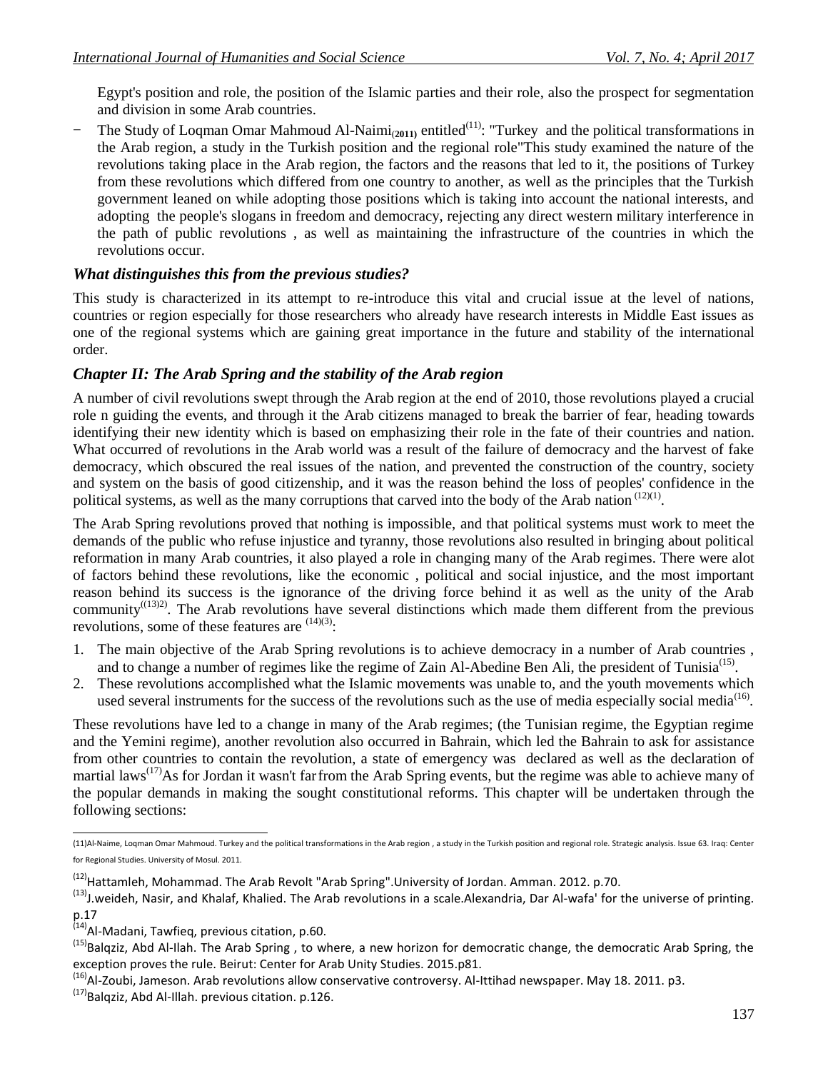Egypt's position and role, the position of the Islamic parties and their role, also the prospect for segmentation and division in some Arab countries.

- The Study of Loqman Omar Mahmoud Al-Naimi(2011) entitled[11]: "Turkey and the political transformations in the Arab region, a study in the Turkish position and the regional role"This study examined the nature of the revolutions taking place in the Arab region, the factors and the reasons that led to it, the positions of Turkey from these revolutions which differed from one country to another, as well as the principles that the Turkish government leaned on while adopting those positions which is taking into account the national interests, and adopting the people's slogans in freedom and democracy, rejecting any direct western military interference in the path of public revolutions , as well as maintaining the infrastructure of the countries in which the revolutions occur.

### *What distinguishes this from the previous studies?*

This study is characterized in its attempt to re-introduce this vital and crucial issue at the level of nations, countries or region especially for those researchers who already have research interests in Middle East issues as one of the regional systems which are gaining great importance in the future and stability of the international order.

## *Chapter II: The Arab Spring and the stability of the Arab region*

A number of civil revolutions swept through the Arab region at the end of 2010, those revolutions played a crucial role n guiding the events, and through it the Arab citizens managed to break the barrier of fear, heading towards identifying their new identity which is based on emphasizing their role in the fate of their countries and nation. What occurred of revolutions in the Arab world was a result of the failure of democracy and the harvest of fake democracy, which obscured the real issues of the nation, and prevented the construction of the country, society and system on the basis of good citizenship, and it was the reason behind the loss of peoples' confidence in the political systems, as well as the many corruptions that carved into the body of the Arab nation [(12)(1)].

The Arab Spring revolutions proved that nothing is impossible, and that political systems must work to meet the demands of the public who refuse injustice and tyranny, those revolutions also resulted in bringing about political reformation in many Arab countries, it also played a role in changing many of the Arab regimes. There were alot of factors behind these revolutions, like the economic , political and social injustice, and the most important reason behind its success is the ignorance of the driving force behind it as well as the unity of the Arab community[((13)2)]. The Arab revolutions have several distinctions which made them different from the previous revolutions, some of these features are [(14)(3)]:

1. The main objective of the Arab Spring revolutions is to achieve democracy in a number of Arab countries , and to change a number of regimes like the regime of Zain Al-Abedine Ben Ali, the president of Tunisia[15].
2. These revolutions accomplished what the Islamic movements was unable to, and the youth movements which used several instruments for the success of the revolutions such as the use of media especially social media[16].

These revolutions have led to a change in many of the Arab regimes; (the Tunisian regime, the Egyptian regime and the Yemini regime), another revolution also occurred in Bahrain, which led the Bahrain to ask for assistance from other countries to contain the revolution, a state of emergency was declared as well as the declaration of martial laws[17]As for Jordan it wasn't far from the Arab Spring events, but the regime was able to achieve many of the popular demands in making the sought constitutional reforms. This chapter will be undertaken through the following sections:

---

(11)Al-Naime, Loqman Omar Mahmoud. Turkey and the political transformations in the Arab region , a study in the Turkish position and regional role. Strategic analysis. Issue 63. Iraq: Center for Regional Studies. University of Mosul. 2011.

(12)Hattamleh, Mohammad. The Arab Revolt "Arab Spring".University of Jordan. Amman. 2012. p.70.

(13)J.weideh, Nasir, and Khalaf, Khalied. The Arab revolutions in a scale.Alexandria, Dar Al-wafa' for the universe of printing. p.17

(14)Al-Madani, Tawfieq, previous citation, p.60.

(15)Balqziz, Abd Al-Ilah. The Arab Spring , to where, a new horizon for democratic change, the democratic Arab Spring, the exception proves the rule. Beirut: Center for Arab Unity Studies. 2015.p81.

(16)Al-Zoubi, Jameson. Arab revolutions allow conservative controversy. Al-Ittihad newspaper. May 18. 2011. p3.

(17)Balqziz, Abd Al-Illah. previous citation. p.126.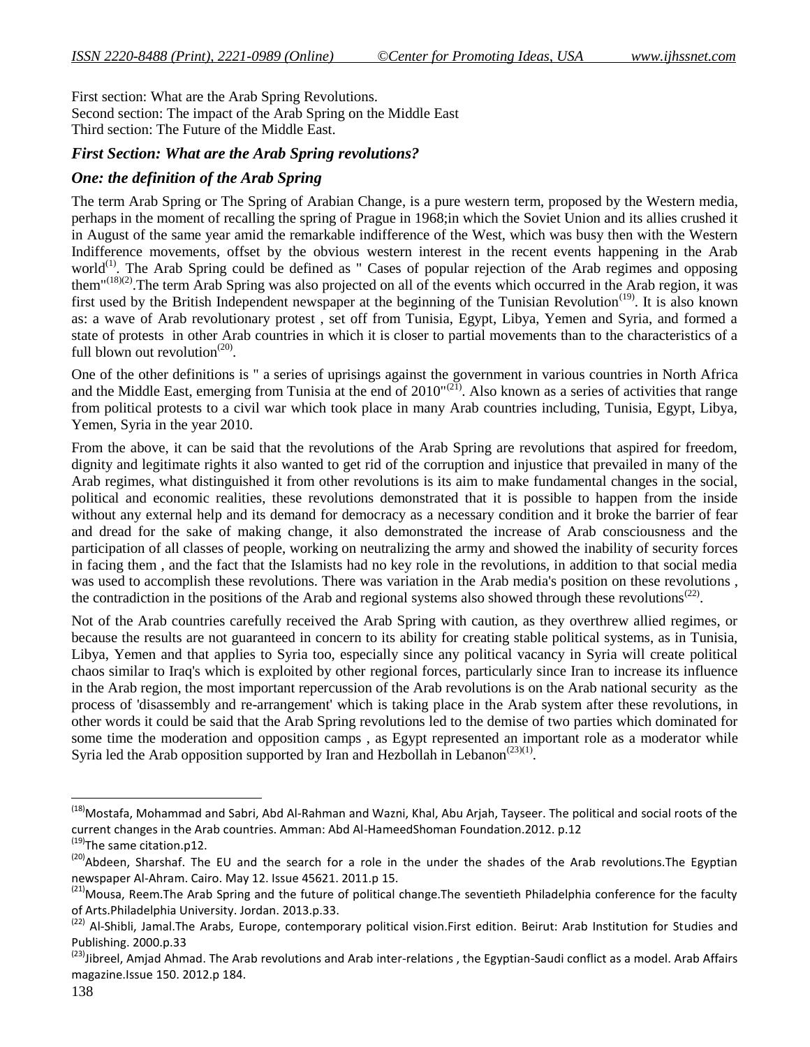First section: What are the Arab Spring Revolutions.
Second section: The impact of the Arab Spring on the Middle East
Third section: The Future of the Middle East.

### *First Section: What are the Arab Spring revolutions?*

### *One: the definition of the Arab Spring*

The term Arab Spring or The Spring of Arabian Change, is a pure western term, proposed by the Western media, perhaps in the moment of recalling the spring of Prague in 1968;in which the Soviet Union and its allies crushed it in August of the same year amid the remarkable indifference of the West, which was busy then with the Western Indifference movements, offset by the obvious western interest in the recent events happening in the Arab world[1]. The Arab Spring could be defined as " Cases of popular rejection of the Arab regimes and opposing them"[18][2].The term Arab Spring was also projected on all of the events which occurred in the Arab region, it was first used by the British Independent newspaper at the beginning of the Tunisian Revolution[19]. It is also known as: a wave of Arab revolutionary protest , set off from Tunisia, Egypt, Libya, Yemen and Syria, and formed a state of protests in other Arab countries in which it is closer to partial movements than to the characteristics of a full blown out revolution[20].

One of the other definitions is " a series of uprisings against the government in various countries in North Africa and the Middle East, emerging from Tunisia at the end of 2010"[21]. Also known as a series of activities that range from political protests to a civil war which took place in many Arab countries including, Tunisia, Egypt, Libya, Yemen, Syria in the year 2010.

From the above, it can be said that the revolutions of the Arab Spring are revolutions that aspired for freedom, dignity and legitimate rights it also wanted to get rid of the corruption and injustice that prevailed in many of the Arab regimes, what distinguished it from other revolutions is its aim to make fundamental changes in the social, political and economic realities, these revolutions demonstrated that it is possible to happen from the inside without any external help and its demand for democracy as a necessary condition and it broke the barrier of fear and dread for the sake of making change, it also demonstrated the increase of Arab consciousness and the participation of all classes of people, working on neutralizing the army and showed the inability of security forces in facing them , and the fact that the Islamists had no key role in the revolutions, in addition to that social media was used to accomplish these revolutions. There was variation in the Arab media's position on these revolutions , the contradiction in the positions of the Arab and regional systems also showed through these revolutions[22].

Not of the Arab countries carefully received the Arab Spring with caution, as they overthrew allied regimes, or because the results are not guaranteed in concern to its ability for creating stable political systems, as in Tunisia, Libya, Yemen and that applies to Syria too, especially since any political vacancy in Syria will create political chaos similar to Iraq's which is exploited by other regional forces, particularly since Iran to increase its influence in the Arab region, the most important repercussion of the Arab revolutions is on the Arab national security as the process of 'disassembly and re-arrangement' which is taking place in the Arab system after these revolutions, in other words it could be said that the Arab Spring revolutions led to the demise of two parties which dominated for some time the moderation and opposition camps , as Egypt represented an important role as a moderator while Syria led the Arab opposition supported by Iran and Hezbollah in Lebanon[23][1].

---

[18]Mostafa, Mohammad and Sabri, Abd Al-Rahman and Wazni, Khal, Abu Arjah, Tayseer. The political and social roots of the current changes in the Arab countries. Amman: Abd Al-HameedShoman Foundation.2012. p.12

[19]The same citation.p12.

[20]Abdeen, Sharshaf. The EU and the search for a role in the under the shades of the Arab revolutions.The Egyptian newspaper Al-Ahram. Cairo. May 12. Issue 45621. 2011.p 15.

[21]Mousa, Reem.The Arab Spring and the future of political change.The seventieth Philadelphia conference for the faculty of Arts.Philadelphia University. Jordan. 2013.p.33.

[22] Al-Shibli, Jamal.The Arabs, Europe, contemporary political vision.First edition. Beirut: Arab Institution for Studies and Publishing. 2000.p.33

[23]Jibreel, Amjad Ahmad. The Arab revolutions and Arab inter-relations , the Egyptian-Saudi conflict as a model. Arab Affairs magazine.Issue 150. 2012.p 184.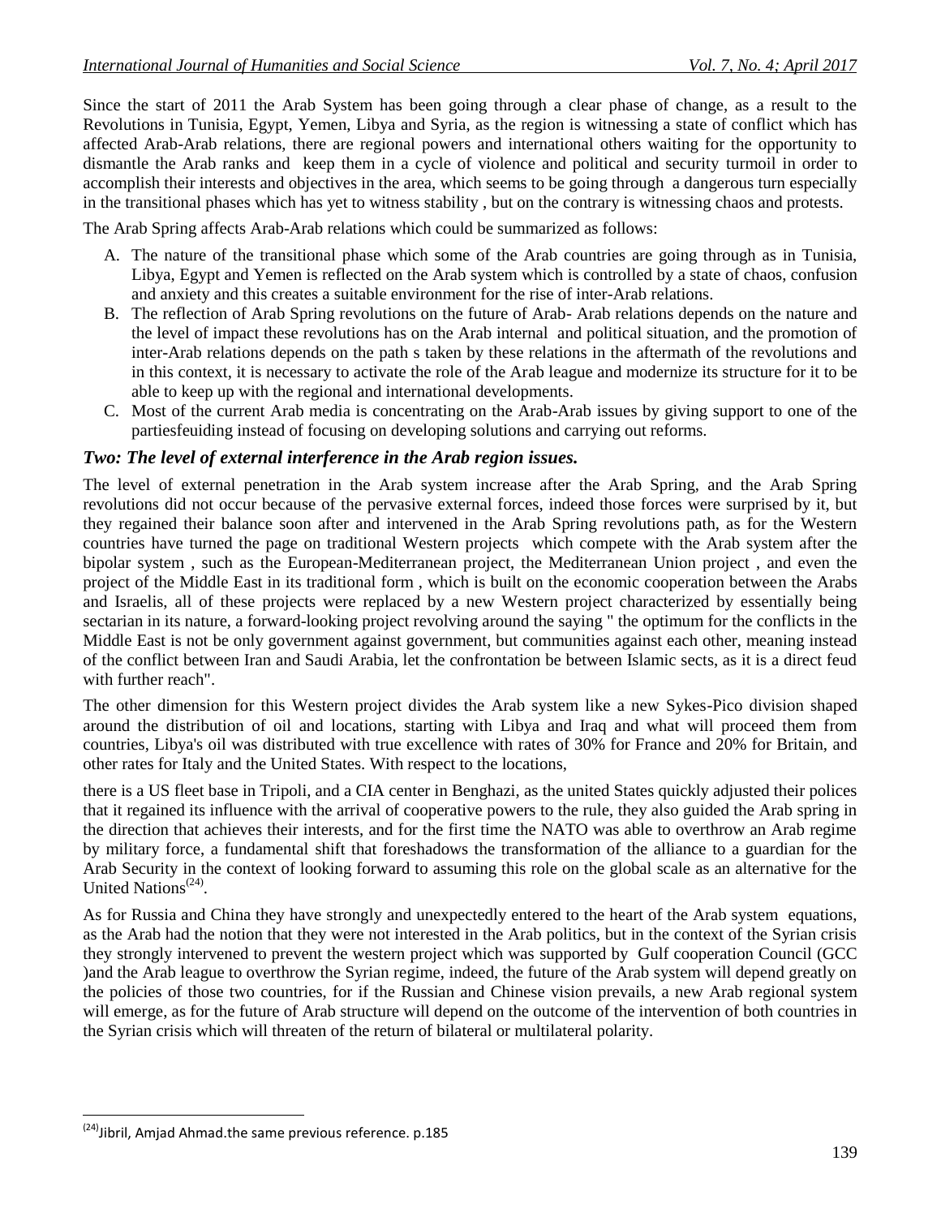Since the start of 2011 the Arab System has been going through a clear phase of change, as a result to the Revolutions in Tunisia, Egypt, Yemen, Libya and Syria, as the region is witnessing a state of conflict which has affected Arab-Arab relations, there are regional powers and international others waiting for the opportunity to dismantle the Arab ranks and keep them in a cycle of violence and political and security turmoil in order to accomplish their interests and objectives in the area, which seems to be going through a dangerous turn especially in the transitional phases which has yet to witness stability , but on the contrary is witnessing chaos and protests.

The Arab Spring affects Arab-Arab relations which could be summarized as follows:

A. The nature of the transitional phase which some of the Arab countries are going through as in Tunisia, Libya, Egypt and Yemen is reflected on the Arab system which is controlled by a state of chaos, confusion and anxiety and this creates a suitable environment for the rise of inter-Arab relations.
B. The reflection of Arab Spring revolutions on the future of Arab- Arab relations depends on the nature and the level of impact these revolutions has on the Arab internal and political situation, and the promotion of inter-Arab relations depends on the path s taken by these relations in the aftermath of the revolutions and in this context, it is necessary to activate the role of the Arab league and modernize its structure for it to be able to keep up with the regional and international developments.
C. Most of the current Arab media is concentrating on the Arab-Arab issues by giving support to one of the partiesfeuiding instead of focusing on developing solutions and carrying out reforms.

### *Two: The level of external interference in the Arab region issues.*

The level of external penetration in the Arab system increase after the Arab Spring, and the Arab Spring revolutions did not occur because of the pervasive external forces, indeed those forces were surprised by it, but they regained their balance soon after and intervened in the Arab Spring revolutions path, as for the Western countries have turned the page on traditional Western projects which compete with the Arab system after the bipolar system , such as the European-Mediterranean project, the Mediterranean Union project , and even the project of the Middle East in its traditional form , which is built on the economic cooperation between the Arabs and Israelis, all of these projects were replaced by a new Western project characterized by essentially being sectarian in its nature, a forward-looking project revolving around the saying " the optimum for the conflicts in the Middle East is not be only government against government, but communities against each other, meaning instead of the conflict between Iran and Saudi Arabia, let the confrontation be between Islamic sects, as it is a direct feud with further reach".

The other dimension for this Western project divides the Arab system like a new Sykes-Pico division shaped around the distribution of oil and locations, starting with Libya and Iraq and what will proceed them from countries, Libya's oil was distributed with true excellence with rates of 30% for France and 20% for Britain, and other rates for Italy and the United States. With respect to the locations,

there is a US fleet base in Tripoli, and a CIA center in Benghazi, as the united States quickly adjusted their polices that it regained its influence with the arrival of cooperative powers to the rule, they also guided the Arab spring in the direction that achieves their interests, and for the first time the NATO was able to overthrow an Arab regime by military force, a fundamental shift that foreshadows the transformation of the alliance to a guardian for the Arab Security in the context of looking forward to assuming this role on the global scale as an alternative for the United Nations[24].

As for Russia and China they have strongly and unexpectedly entered to the heart of the Arab system equations, as the Arab had the notion that they were not interested in the Arab politics, but in the context of the Syrian crisis they strongly intervened to prevent the western project which was supported by Gulf cooperation Council (GCC )and the Arab league to overthrow the Syrian regime, indeed, the future of the Arab system will depend greatly on the policies of those two countries, for if the Russian and Chinese vision prevails, a new Arab regional system will emerge, as for the future of Arab structure will depend on the outcome of the intervention of both countries in the Syrian crisis which will threaten of the return of bilateral or multilateral polarity.

---

[24]Jibril, Amjad Ahmad.the same previous reference. p.185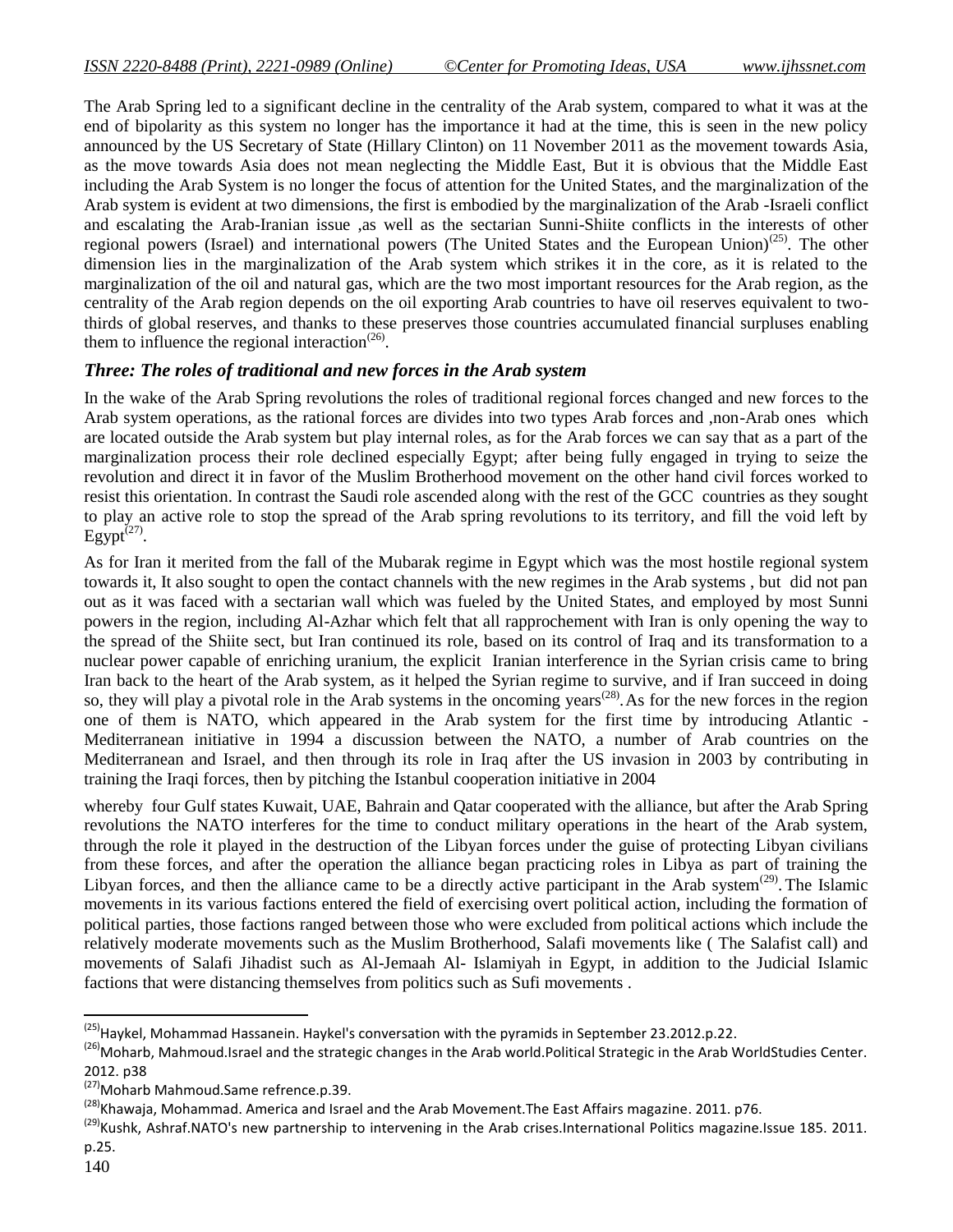The Arab Spring led to a significant decline in the centrality of the Arab system, compared to what it was at the end of bipolarity as this system no longer has the importance it had at the time, this is seen in the new policy announced by the US Secretary of State (Hillary Clinton) on 11 November 2011 as the movement towards Asia, as the move towards Asia does not mean neglecting the Middle East, But it is obvious that the Middle East including the Arab System is no longer the focus of attention for the United States, and the marginalization of the Arab system is evident at two dimensions, the first is embodied by the marginalization of the Arab -Israeli conflict and escalating the Arab-Iranian issue ,as well as the sectarian Sunni-Shiite conflicts in the interests of other regional powers (Israel) and international powers (The United States and the European Union)[25]. The other dimension lies in the marginalization of the Arab system which strikes it in the core, as it is related to the marginalization of the oil and natural gas, which are the two most important resources for the Arab region, as the centrality of the Arab region depends on the oil exporting Arab countries to have oil reserves equivalent to two-thirds of global reserves, and thanks to these preserves those countries accumulated financial surpluses enabling them to influence the regional interaction[26].

### *Three: The roles of traditional and new forces in the Arab system*

In the wake of the Arab Spring revolutions the roles of traditional regional forces changed and new forces to the Arab system operations, as the rational forces are divides into two types Arab forces and ,non-Arab ones which are located outside the Arab system but play internal roles, as for the Arab forces we can say that as a part of the marginalization process their role declined especially Egypt; after being fully engaged in trying to seize the revolution and direct it in favor of the Muslim Brotherhood movement on the other hand civil forces worked to resist this orientation. In contrast the Saudi role ascended along with the rest of the GCC countries as they sought to play an active role to stop the spread of the Arab spring revolutions to its territory, and fill the void left by Egypt[27].

As for Iran it merited from the fall of the Mubarak regime in Egypt which was the most hostile regional system towards it, It also sought to open the contact channels with the new regimes in the Arab systems , but did not pan out as it was faced with a sectarian wall which was fueled by the United States, and employed by most Sunni powers in the region, including Al-Azhar which felt that all rapprochement with Iran is only opening the way to the spread of the Shiite sect, but Iran continued its role, based on its control of Iraq and its transformation to a nuclear power capable of enriching uranium, the explicit Iranian interference in the Syrian crisis came to bring Iran back to the heart of the Arab system, as it helped the Syrian regime to survive, and if Iran succeed in doing so, they will play a pivotal role in the Arab systems in the oncoming years[28]. As for the new forces in the region one of them is NATO, which appeared in the Arab system for the first time by introducing Atlantic - Mediterranean initiative in 1994 a discussion between the NATO, a number of Arab countries on the Mediterranean and Israel, and then through its role in Iraq after the US invasion in 2003 by contributing in training the Iraqi forces, then by pitching the Istanbul cooperation initiative in 2004 whereby four Gulf states Kuwait, UAE, Bahrain and Qatar cooperated with the alliance, but after the Arab Spring revolutions the NATO interferes for the time to conduct military operations in the heart of the Arab system, through the role it played in the destruction of the Libyan forces under the guise of protecting Libyan civilians from these forces, and after the operation the alliance began practicing roles in Libya as part of training the Libyan forces, and then the alliance came to be a directly active participant in the Arab system[29]. The Islamic movements in its various factions entered the field of exercising overt political action, including the formation of political parties, those factions ranged between those who were excluded from political actions which include the relatively moderate movements such as the Muslim Brotherhood, Salafi movements like ( The Salafist call) and movements of Salafi Jihadist such as Al-Jemaah Al- Islamiyah in Egypt, in addition to the Judicial Islamic factions that were distancing themselves from politics such as Sufi movements .

---

[25] Haykel, Mohammad Hassanein. Haykel's conversation with the pyramids in September 23.2012.p.22.

[26] Moharb, Mahmoud.Israel and the strategic changes in the Arab world.Political Strategic in the Arab WorldStudies Center. 2012. p38

[27] Moharb Mahmoud.Same refrence.p.39.

[28] Khawaja, Mohammad. America and Israel and the Arab Movement.The East Affairs magazine. 2011. p76.

[29] Kushk, Ashraf.NATO's new partnership to intervening in the Arab crises.International Politics magazine.Issue 185. 2011. p.25.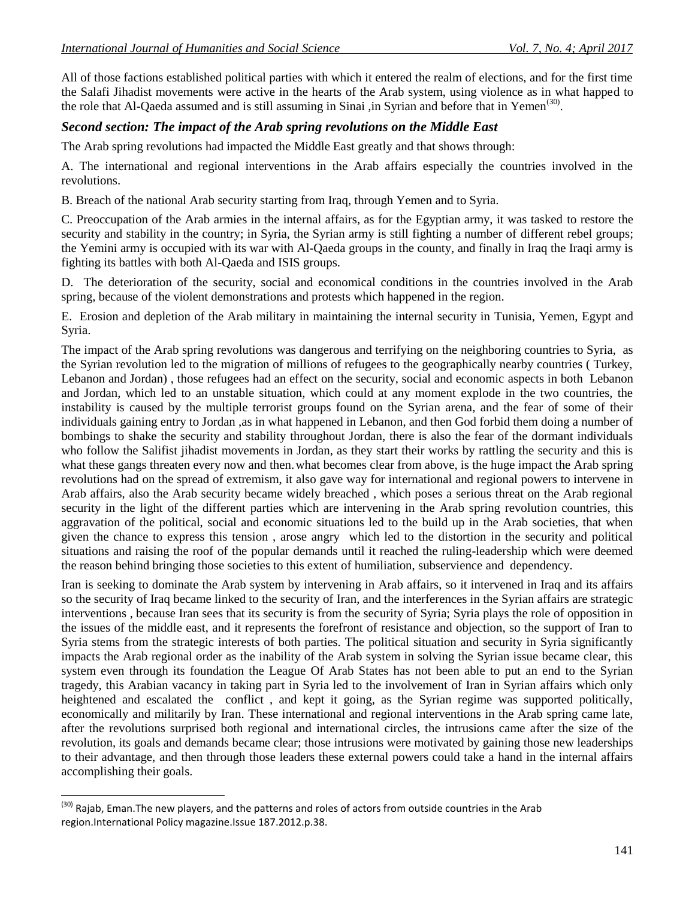All of those factions established political parties with which it entered the realm of elections, and for the first time the Salafi Jihadist movements were active in the hearts of the Arab system, using violence as in what happed to the role that Al-Qaeda assumed and is still assuming in Sinai ,in Syrian and before that in Yemen[30].

### *Second section: The impact of the Arab spring revolutions on the Middle East*

The Arab spring revolutions had impacted the Middle East greatly and that shows through:

A. The international and regional interventions in the Arab affairs especially the countries involved in the revolutions.

B. Breach of the national Arab security starting from Iraq, through Yemen and to Syria.

C. Preoccupation of the Arab armies in the internal affairs, as for the Egyptian army, it was tasked to restore the security and stability in the country; in Syria, the Syrian army is still fighting a number of different rebel groups; the Yemini army is occupied with its war with Al-Qaeda groups in the county, and finally in Iraq the Iraqi army is fighting its battles with both Al-Qaeda and ISIS groups.

D. The deterioration of the security, social and economical conditions in the countries involved in the Arab spring, because of the violent demonstrations and protests which happened in the region.

E. Erosion and depletion of the Arab military in maintaining the internal security in Tunisia, Yemen, Egypt and Syria.

The impact of the Arab spring revolutions was dangerous and terrifying on the neighboring countries to Syria, as the Syrian revolution led to the migration of millions of refugees to the geographically nearby countries ( Turkey, Lebanon and Jordan) , those refugees had an effect on the security, social and economic aspects in both Lebanon and Jordan, which led to an unstable situation, which could at any moment explode in the two countries, the instability is caused by the multiple terrorist groups found on the Syrian arena, and the fear of some of their individuals gaining entry to Jordan ,as in what happened in Lebanon, and then God forbid them doing a number of bombings to shake the security and stability throughout Jordan, there is also the fear of the dormant individuals who follow the Salifist jihadist movements in Jordan, as they start their works by rattling the security and this is what these gangs threaten every now and then.what becomes clear from above, is the huge impact the Arab spring revolutions had on the spread of extremism, it also gave way for international and regional powers to intervene in Arab affairs, also the Arab security became widely breached , which poses a serious threat on the Arab regional security in the light of the different parties which are intervening in the Arab spring revolution countries, this aggravation of the political, social and economic situations led to the build up in the Arab societies, that when given the chance to express this tension , arose angry which led to the distortion in the security and political situations and raising the roof of the popular demands until it reached the ruling-leadership which were deemed the reason behind bringing those societies to this extent of humiliation, subservience and dependency.

Iran is seeking to dominate the Arab system by intervening in Arab affairs, so it intervened in Iraq and its affairs so the security of Iraq became linked to the security of Iran, and the interferences in the Syrian affairs are strategic interventions , because Iran sees that its security is from the security of Syria; Syria plays the role of opposition in the issues of the middle east, and it represents the forefront of resistance and objection, so the support of Iran to Syria stems from the strategic interests of both parties. The political situation and security in Syria significantly impacts the Arab regional order as the inability of the Arab system in solving the Syrian issue became clear, this system even through its foundation the League Of Arab States has not been able to put an end to the Syrian tragedy, this Arabian vacancy in taking part in Syria led to the involvement of Iran in Syrian affairs which only heightened and escalated the conflict , and kept it going, as the Syrian regime was supported politically, economically and militarily by Iran. These international and regional interventions in the Arab spring came late, after the revolutions surprised both regional and international circles, the intrusions came after the size of the revolution, its goals and demands became clear; those intrusions were motivated by gaining those new leaderships to their advantage, and then through those leaders these external powers could take a hand in the internal affairs accomplishing their goals.

---

[30] Rajab, Eman.The new players, and the patterns and roles of actors from outside countries in the Arab region.International Policy magazine.Issue 187.2012.p.38.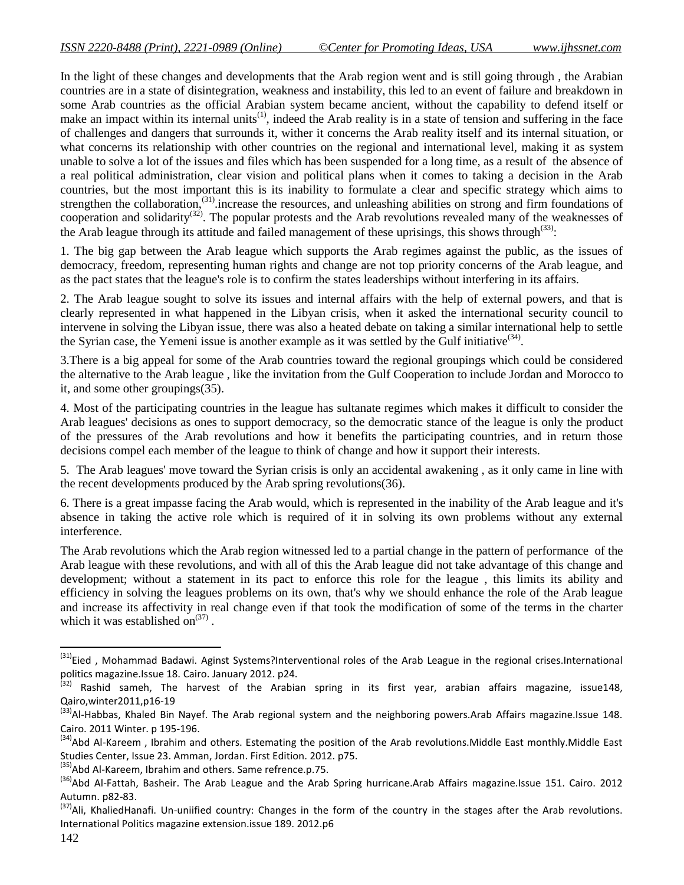In the light of these changes and developments that the Arab region went and is still going through , the Arabian countries are in a state of disintegration, weakness and instability, this led to an event of failure and breakdown in some Arab countries as the official Arabian system became ancient, without the capability to defend itself or make an impact within its internal units[1], indeed the Arab reality is in a state of tension and suffering in the face of challenges and dangers that surrounds it, wither it concerns the Arab reality itself and its internal situation, or what concerns its relationship with other countries on the regional and international level, making it as system unable to solve a lot of the issues and files which has been suspended for a long time, as a result of the absence of a real political administration, clear vision and political plans when it comes to taking a decision in the Arab countries, but the most important this is its inability to formulate a clear and specific strategy which aims to strengthen the collaboration,[31].increase the resources, and unleashing abilities on strong and firm foundations of cooperation and solidarity[32]. The popular protests and the Arab revolutions revealed many of the weaknesses of the Arab league through its attitude and failed management of these uprisings, this shows through[33]:

1. The big gap between the Arab league which supports the Arab regimes against the public, as the issues of democracy, freedom, representing human rights and change are not top priority concerns of the Arab league, and as the pact states that the league's role is to confirm the states leaderships without interfering in its affairs.

2. The Arab league sought to solve its issues and internal affairs with the help of external powers, and that is clearly represented in what happened in the Libyan crisis, when it asked the international security council to intervene in solving the Libyan issue, there was also a heated debate on taking a similar international help to settle the Syrian case, the Yemeni issue is another example as it was settled by the Gulf initiative[34].

3.There is a big appeal for some of the Arab countries toward the regional groupings which could be considered the alternative to the Arab league , like the invitation from the Gulf Cooperation to include Jordan and Morocco to it, and some other groupings(35).

4. Most of the participating countries in the league has sultanate regimes which makes it difficult to consider the Arab leagues' decisions as ones to support democracy, so the democratic stance of the league is only the product of the pressures of the Arab revolutions and how it benefits the participating countries, and in return those decisions compel each member of the league to think of change and how it support their interests.

5. The Arab leagues' move toward the Syrian crisis is only an accidental awakening , as it only came in line with the recent developments produced by the Arab spring revolutions(36).

6. There is a great impasse facing the Arab would, which is represented in the inability of the Arab league and it's absence in taking the active role which is required of it in solving its own problems without any external interference.

The Arab revolutions which the Arab region witnessed led to a partial change in the pattern of performance of the Arab league with these revolutions, and with all of this the Arab league did not take advantage of this change and development; without a statement in its pact to enforce this role for the league , this limits its ability and efficiency in solving the leagues problems on its own, that's why we should enhance the role of the Arab league and increase its affectivity in real change even if that took the modification of some of the terms in the charter which it was established on[37] .

---

[31]Eied , Mohammad Badawi. Aginst Systems?Interventional roles of the Arab League in the regional crises.International politics magazine.Issue 18. Cairo. January 2012. p24.

[32] Rashid sameh, The harvest of the Arabian spring in its first year, arabian affairs magazine, issue148, Qairo,winter2011,p16-19

[33]Al-Habbas, Khaled Bin Nayef. The Arab regional system and the neighboring powers.Arab Affairs magazine.Issue 148. Cairo. 2011 Winter. p 195-196.

[34]Abd Al-Kareem , Ibrahim and others. Estemating the position of the Arab revolutions.Middle East monthly.Middle East Studies Center, Issue 23. Amman, Jordan. First Edition. 2012. p75.

[35]Abd Al-Kareem, Ibrahim and others. Same refrence.p.75.

[36]Abd Al-Fattah, Basheir. The Arab League and the Arab Spring hurricane.Arab Affairs magazine.Issue 151. Cairo. 2012 Autumn. p82-83.

[37]Ali, KhaliedHanafi. Un-uniified country: Changes in the form of the country in the stages after the Arab revolutions. International Politics magazine extension.issue 189. 2012.p6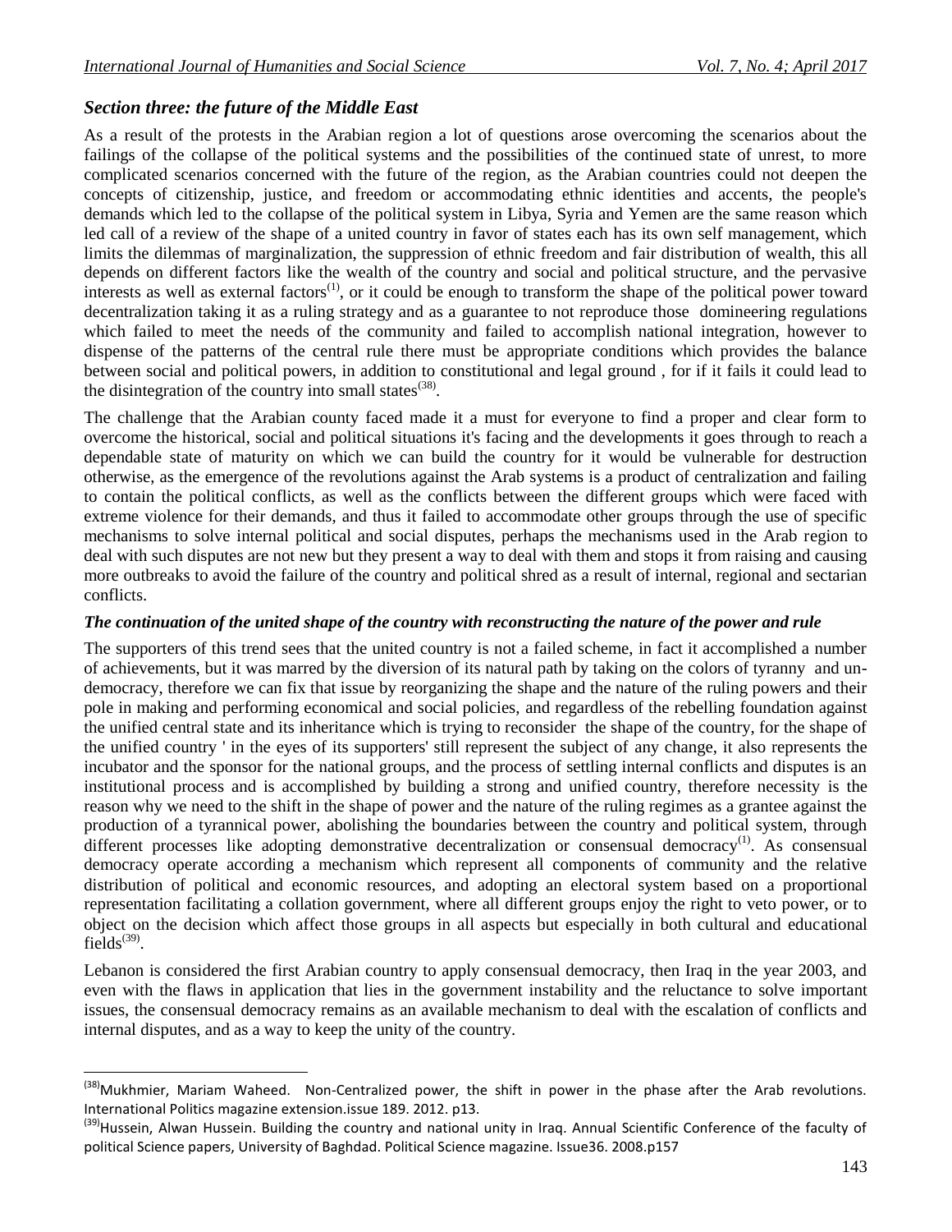### *Section three: the future of the Middle East*

As a result of the protests in the Arabian region a lot of questions arose overcoming the scenarios about the failings of the collapse of the political systems and the possibilities of the continued state of unrest, to more complicated scenarios concerned with the future of the region, as the Arabian countries could not deepen the concepts of citizenship, justice, and freedom or accommodating ethnic identities and accents, the people's demands which led to the collapse of the political system in Libya, Syria and Yemen are the same reason which led call of a review of the shape of a united country in favor of states each has its own self management, which limits the dilemmas of marginalization, the suppression of ethnic freedom and fair distribution of wealth, this all depends on different factors like the wealth of the country and social and political structure, and the pervasive interests as well as external factors[1], or it could be enough to transform the shape of the political power toward decentralization taking it as a ruling strategy and as a guarantee to not reproduce those domineering regulations which failed to meet the needs of the community and failed to accomplish national integration, however to dispense of the patterns of the central rule there must be appropriate conditions which provides the balance between social and political powers, in addition to constitutional and legal ground , for if it fails it could lead to the disintegration of the country into small states[38].

The challenge that the Arabian county faced made it a must for everyone to find a proper and clear form to overcome the historical, social and political situations it's facing and the developments it goes through to reach a dependable state of maturity on which we can build the country for it would be vulnerable for destruction otherwise, as the emergence of the revolutions against the Arab systems is a product of centralization and failing to contain the political conflicts, as well as the conflicts between the different groups which were faced with extreme violence for their demands, and thus it failed to accommodate other groups through the use of specific mechanisms to solve internal political and social disputes, perhaps the mechanisms used in the Arab region to deal with such disputes are not new but they present a way to deal with them and stops it from raising and causing more outbreaks to avoid the failure of the country and political shred as a result of internal, regional and sectarian conflicts.

#### *The continuation of the united shape of the country with reconstructing the nature of the power and rule*

The supporters of this trend sees that the united country is not a failed scheme, in fact it accomplished a number of achievements, but it was marred by the diversion of its natural path by taking on the colors of tyranny and un-democracy, therefore we can fix that issue by reorganizing the shape and the nature of the ruling powers and their pole in making and performing economical and social policies, and regardless of the rebelling foundation against the unified central state and its inheritance which is trying to reconsider the shape of the country, for the shape of the unified country ' in the eyes of its supporters' still represent the subject of any change, it also represents the incubator and the sponsor for the national groups, and the process of settling internal conflicts and disputes is an institutional process and is accomplished by building a strong and unified country, therefore necessity is the reason why we need to the shift in the shape of power and the nature of the ruling regimes as a grantee against the production of a tyrannical power, abolishing the boundaries between the country and political system, through different processes like adopting demonstrative decentralization or consensual democracy[1]. As consensual democracy operate according a mechanism which represent all components of community and the relative distribution of political and economic resources, and adopting an electoral system based on a proportional representation facilitating a collation government, where all different groups enjoy the right to veto power, or to object on the decision which affect those groups in all aspects but especially in both cultural and educational fields[39].

Lebanon is considered the first Arabian country to apply consensual democracy, then Iraq in the year 2003, and even with the flaws in application that lies in the government instability and the reluctance to solve important issues, the consensual democracy remains as an available mechanism to deal with the escalation of conflicts and internal disputes, and as a way to keep the unity of the country.

---

[38] Mukhmier, Mariam Waheed. Non-Centralized power, the shift in power in the phase after the Arab revolutions. International Politics magazine extension.issue 189. 2012. p13.

[39] Hussein, Alwan Hussein. Building the country and national unity in Iraq. Annual Scientific Conference of the faculty of political Science papers, University of Baghdad. Political Science magazine. Issue36. 2008.p157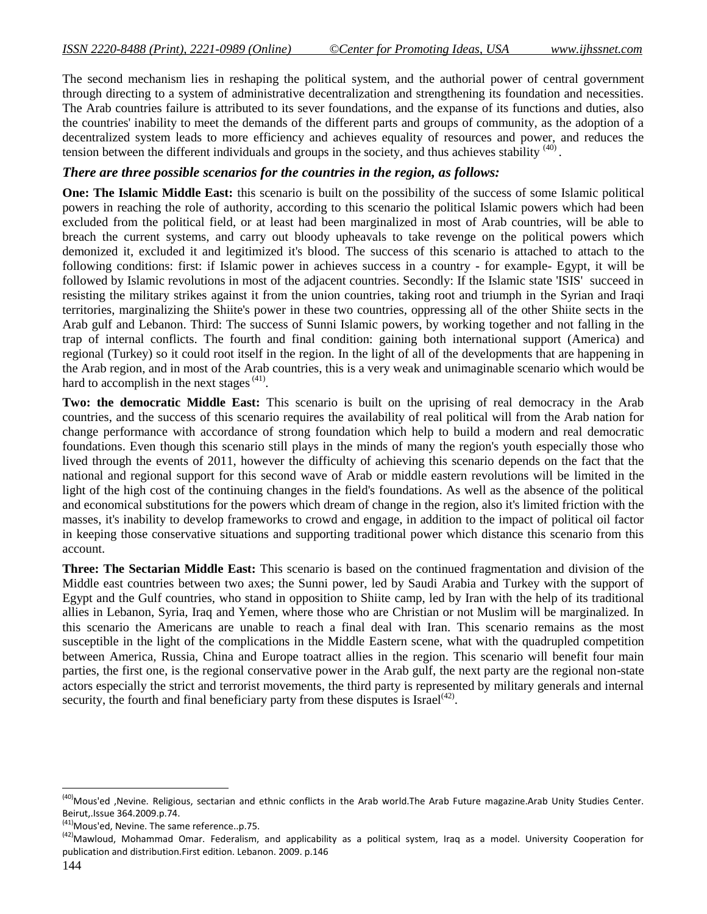The second mechanism lies in reshaping the political system, and the authorial power of central government through directing to a system of administrative decentralization and strengthening its foundation and necessities. The Arab countries failure is attributed to its sever foundations, and the expanse of its functions and duties, also the countries' inability to meet the demands of the different parts and groups of community, as the adoption of a decentralized system leads to more efficiency and achieves equality of resources and power, and reduces the tension between the different individuals and groups in the society, and thus achieves stability [(40)].

***There are three possible scenarios for the countries in the region, as follows:***

**One: The Islamic Middle East:** this scenario is built on the possibility of the success of some Islamic political powers in reaching the role of authority, according to this scenario the political Islamic powers which had been excluded from the political field, or at least had been marginalized in most of Arab countries, will be able to breach the current systems, and carry out bloody upheavals to take revenge on the political powers which demonized it, excluded it and legitimized it's blood. The success of this scenario is attached to attach to the following conditions: first: if Islamic power in achieves success in a country - for example- Egypt, it will be followed by Islamic revolutions in most of the adjacent countries. Secondly: If the Islamic state 'ISIS' succeed in resisting the military strikes against it from the union countries, taking root and triumph in the Syrian and Iraqi territories, marginalizing the Shiite's power in these two countries, oppressing all of the other Shiite sects in the Arab gulf and Lebanon. Third: The success of Sunni Islamic powers, by working together and not falling in the trap of internal conflicts. The fourth and final condition: gaining both international support (America) and regional (Turkey) so it could root itself in the region. In the light of all of the developments that are happening in the Arab region, and in most of the Arab countries, this is a very weak and unimaginable scenario which would be hard to accomplish in the next stages [(41)].

**Two: the democratic Middle East:** This scenario is built on the uprising of real democracy in the Arab countries, and the success of this scenario requires the availability of real political will from the Arab nation for change performance with accordance of strong foundation which help to build a modern and real democratic foundations. Even though this scenario still plays in the minds of many the region's youth especially those who lived through the events of 2011, however the difficulty of achieving this scenario depends on the fact that the national and regional support for this second wave of Arab or middle eastern revolutions will be limited in the light of the high cost of the continuing changes in the field's foundations. As well as the absence of the political and economical substitutions for the powers which dream of change in the region, also it's limited friction with the masses, it's inability to develop frameworks to crowd and engage, in addition to the impact of political oil factor in keeping those conservative situations and supporting traditional power which distance this scenario from this account.

**Three: The Sectarian Middle East:** This scenario is based on the continued fragmentation and division of the Middle east countries between two axes; the Sunni power, led by Saudi Arabia and Turkey with the support of Egypt and the Gulf countries, who stand in opposition to Shiite camp, led by Iran with the help of its traditional allies in Lebanon, Syria, Iraq and Yemen, where those who are Christian or not Muslim will be marginalized. In this scenario the Americans are unable to reach a final deal with Iran. This scenario remains as the most susceptible in the light of the complications in the Middle Eastern scene, what with the quadrupled competition between America, Russia, China and Europe toatract allies in the region. This scenario will benefit four main parties, the first one, is the regional conservative power in the Arab gulf, the next party are the regional non-state actors especially the strict and terrorist movements, the third party is represented by military generals and internal security, the fourth and final beneficiary party from these disputes is Israel[(42)].

---

[(40)] Mous'ed ,Nevine. Religious, sectarian and ethnic conflicts in the Arab world.The Arab Future magazine.Arab Unity Studies Center. Beirut,.Issue 364.2009.p.74.

[(41)] Mous'ed, Nevine. The same reference..p.75.

[(42)] Mawloud, Mohammad Omar. Federalism, and applicability as a political system, Iraq as a model. University Cooperation for publication and distribution.First edition. Lebanon. 2009. p.146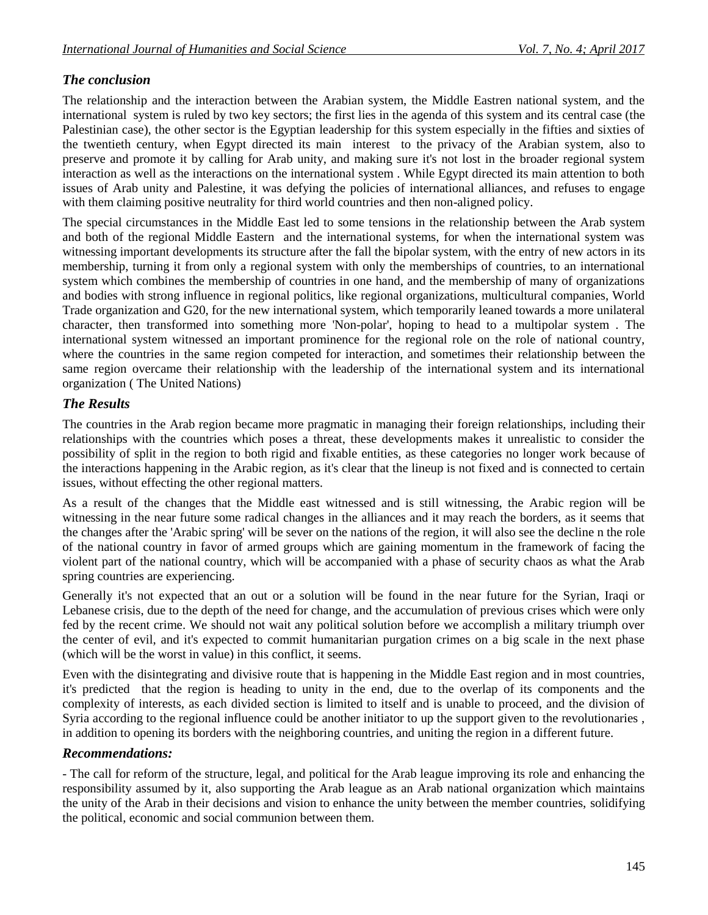### *The conclusion*

The relationship and the interaction between the Arabian system, the Middle Eastren national system, and the international system is ruled by two key sectors; the first lies in the agenda of this system and its central case (the Palestinian case), the other sector is the Egyptian leadership for this system especially in the fifties and sixties of the twentieth century, when Egypt directed its main interest to the privacy of the Arabian system, also to preserve and promote it by calling for Arab unity, and making sure it's not lost in the broader regional system interaction as well as the interactions on the international system . While Egypt directed its main attention to both issues of Arab unity and Palestine, it was defying the policies of international alliances, and refuses to engage with them claiming positive neutrality for third world countries and then non-aligned policy.

The special circumstances in the Middle East led to some tensions in the relationship between the Arab system and both of the regional Middle Eastern and the international systems, for when the international system was witnessing important developments its structure after the fall the bipolar system, with the entry of new actors in its membership, turning it from only a regional system with only the memberships of countries, to an international system which combines the membership of countries in one hand, and the membership of many of organizations and bodies with strong influence in regional politics, like regional organizations, multicultural companies, World Trade organization and G20, for the new international system, which temporarily leaned towards a more unilateral character, then transformed into something more 'Non-polar', hoping to head to a multipolar system . The international system witnessed an important prominence for the regional role on the role of national country, where the countries in the same region competed for interaction, and sometimes their relationship between the same region overcame their relationship with the leadership of the international system and its international organization ( The United Nations)

### *The Results*

The countries in the Arab region became more pragmatic in managing their foreign relationships, including their relationships with the countries which poses a threat, these developments makes it unrealistic to consider the possibility of split in the region to both rigid and fixable entities, as these categories no longer work because of the interactions happening in the Arabic region, as it's clear that the lineup is not fixed and is connected to certain issues, without effecting the other regional matters.

As a result of the changes that the Middle east witnessed and is still witnessing, the Arabic region will be witnessing in the near future some radical changes in the alliances and it may reach the borders, as it seems that the changes after the 'Arabic spring' will be sever on the nations of the region, it will also see the decline n the role of the national country in favor of armed groups which are gaining momentum in the framework of facing the violent part of the national country, which will be accompanied with a phase of security chaos as what the Arab spring countries are experiencing.

Generally it's not expected that an out or a solution will be found in the near future for the Syrian, Iraqi or Lebanese crisis, due to the depth of the need for change, and the accumulation of previous crises which were only fed by the recent crime. We should not wait any political solution before we accomplish a military triumph over the center of evil, and it's expected to commit humanitarian purgation crimes on a big scale in the next phase (which will be the worst in value) in this conflict, it seems.

Even with the disintegrating and divisive route that is happening in the Middle East region and in most countries, it's predicted that the region is heading to unity in the end, due to the overlap of its components and the complexity of interests, as each divided section is limited to itself and is unable to proceed, and the division of Syria according to the regional influence could be another initiator to up the support given to the revolutionaries , in addition to opening its borders with the neighboring countries, and uniting the region in a different future.

### *Recommendations:*

- The call for reform of the structure, legal, and political for the Arab league improving its role and enhancing the responsibility assumed by it, also supporting the Arab league as an Arab national organization which maintains the unity of the Arab in their decisions and vision to enhance the unity between the member countries, solidifying the political, economic and social communion between them.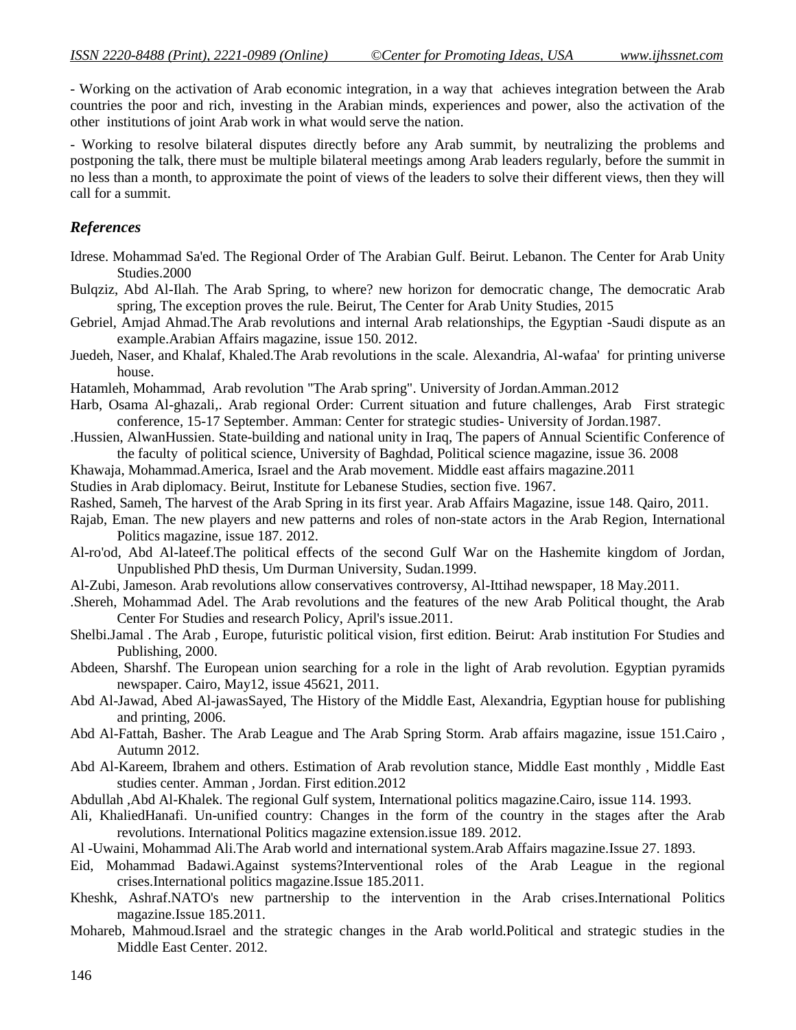- Working on the activation of Arab economic integration, in a way that achieves integration between the Arab countries the poor and rich, investing in the Arabian minds, experiences and power, also the activation of the other institutions of joint Arab work in what would serve the nation.

- Working to resolve bilateral disputes directly before any Arab summit, by neutralizing the problems and postponing the talk, there must be multiple bilateral meetings among Arab leaders regularly, before the summit in no less than a month, to approximate the point of views of the leaders to solve their different views, then they will call for a summit.

## *References*

Idrese. Mohammad Sa'ed. The Regional Order of The Arabian Gulf. Beirut. Lebanon. The Center for Arab Unity Studies.2000

Bulqziz, Abd Al-Ilah. The Arab Spring, to where? new horizon for democratic change, The democratic Arab spring, The exception proves the rule. Beirut, The Center for Arab Unity Studies, 2015

Gebriel, Amjad Ahmad.The Arab revolutions and internal Arab relationships, the Egyptian -Saudi dispute as an example.Arabian Affairs magazine, issue 150. 2012.

Juedeh, Naser, and Khalaf, Khaled.The Arab revolutions in the scale. Alexandria, Al-wafaa' for printing universe house.

Hatamleh, Mohammad, Arab revolution "The Arab spring". University of Jordan.Amman.2012

Harb, Osama Al-ghazali,. Arab regional Order: Current situation and future challenges, Arab First strategic conference, 15-17 September. Amman: Center for strategic studies- University of Jordan.1987.

.Hussien, AlwanHussien. State-building and national unity in Iraq, The papers of Annual Scientific Conference of the faculty of political science, University of Baghdad, Political science magazine, issue 36. 2008

Khawaja, Mohammad.America, Israel and the Arab movement. Middle east affairs magazine.2011

Studies in Arab diplomacy. Beirut, Institute for Lebanese Studies, section five. 1967.

Rashed, Sameh, The harvest of the Arab Spring in its first year. Arab Affairs Magazine, issue 148. Qairo, 2011.

Rajab, Eman. The new players and new patterns and roles of non-state actors in the Arab Region, International Politics magazine, issue 187. 2012.

Al-ro'od, Abd Al-lateef.The political effects of the second Gulf War on the Hashemite kingdom of Jordan, Unpublished PhD thesis, Um Durman University, Sudan.1999.

Al-Zubi, Jameson. Arab revolutions allow conservatives controversy, Al-Ittihad newspaper, 18 May.2011.

.Shereh, Mohammad Adel. The Arab revolutions and the features of the new Arab Political thought, the Arab Center For Studies and research Policy, April's issue.2011.

Shelbi.Jamal . The Arab , Europe, futuristic political vision, first edition. Beirut: Arab institution For Studies and Publishing, 2000.

Abdeen, Sharshf. The European union searching for a role in the light of Arab revolution. Egyptian pyramids newspaper. Cairo, May12, issue 45621, 2011.

Abd Al-Jawad, Abed Al-jawasSayed, The History of the Middle East, Alexandria, Egyptian house for publishing and printing, 2006.

Abd Al-Fattah, Basher. The Arab League and The Arab Spring Storm. Arab affairs magazine, issue 151.Cairo , Autumn 2012.

Abd Al-Kareem, Ibrahem and others. Estimation of Arab revolution stance, Middle East monthly , Middle East studies center. Amman , Jordan. First edition.2012

Abdullah ,Abd Al-Khalek. The regional Gulf system, International politics magazine.Cairo, issue 114. 1993.

Ali, KhaliedHanafi. Un-unified country: Changes in the form of the country in the stages after the Arab revolutions. International Politics magazine extension.issue 189. 2012.

Al -Uwaini, Mohammad Ali.The Arab world and international system.Arab Affairs magazine.Issue 27. 1893.

Eid, Mohammad Badawi.Against systems?Interventional roles of the Arab League in the regional crises.International politics magazine.Issue 185.2011.

Kheshk, Ashraf.NATO's new partnership to the intervention in the Arab crises.International Politics magazine.Issue 185.2011.

Mohareb, Mahmoud.Israel and the strategic changes in the Arab world.Political and strategic studies in the Middle East Center. 2012.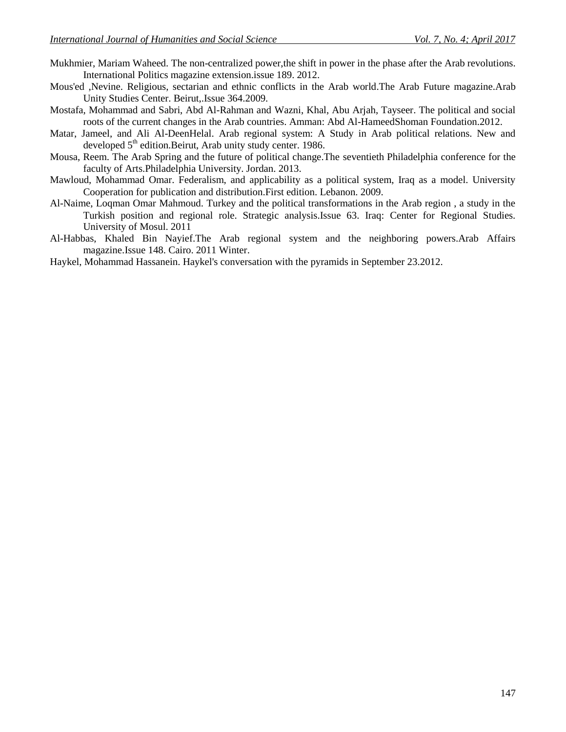Mukhmier, Mariam Waheed. The non-centralized power,the shift in power in the phase after the Arab revolutions. International Politics magazine extension.issue 189. 2012.

Mous'ed ,Nevine. Religious, sectarian and ethnic conflicts in the Arab world.The Arab Future magazine.Arab Unity Studies Center. Beirut,.Issue 364.2009.

Mostafa, Mohammad and Sabri, Abd Al-Rahman and Wazni, Khal, Abu Arjah, Tayseer. The political and social roots of the current changes in the Arab countries. Amman: Abd Al-HameedShoman Foundation.2012.

Matar, Jameel, and Ali Al-DeenHelal. Arab regional system: A Study in Arab political relations. New and developed 5th edition.Beirut, Arab unity study center. 1986.

Mousa, Reem. The Arab Spring and the future of political change.The seventieth Philadelphia conference for the faculty of Arts.Philadelphia University. Jordan. 2013.

Mawloud, Mohammad Omar. Federalism, and applicability as a political system, Iraq as a model. University Cooperation for publication and distribution.First edition. Lebanon. 2009.

Al-Naime, Loqman Omar Mahmoud. Turkey and the political transformations in the Arab region , a study in the Turkish position and regional role. Strategic analysis.Issue 63. Iraq: Center for Regional Studies. University of Mosul. 2011

Al-Habbas, Khaled Bin Nayief.The Arab regional system and the neighboring powers.Arab Affairs magazine.Issue 148. Cairo. 2011 Winter.

Haykel, Mohammad Hassanein. Haykel's conversation with the pyramids in September 23.2012.